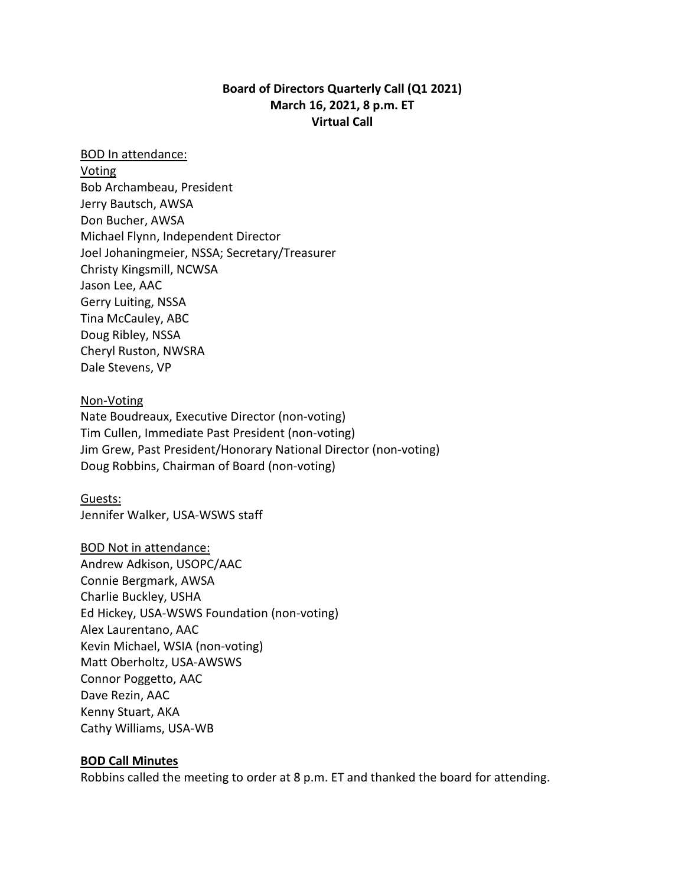**Board of Directors Quarterly Call (Q1 2021)**
**March 16, 2021, 8 p.m. ET**
**Virtual Call**

BOD In attendance:

Voting

Bob Archambeau, President
Jerry Bautsch, AWSA
Don Bucher, AWSA
Michael Flynn, Independent Director
Joel Johaningmeier, NSSA; Secretary/Treasurer
Christy Kingsmill, NCWSA
Jason Lee, AAC
Gerry Luiting, NSSA
Tina McCauley, ABC
Doug Ribley, NSSA
Cheryl Ruston, NWSRA
Dale Stevens, VP

Non-Voting

Nate Boudreaux, Executive Director (non-voting)
Tim Cullen, Immediate Past President (non-voting)
Jim Grew, Past President/Honorary National Director (non-voting)
Doug Robbins, Chairman of Board (non-voting)

Guests:

Jennifer Walker, USA-WSWS staff

BOD Not in attendance:

Andrew Adkison, USOPC/AAC
Connie Bergmark, AWSA
Charlie Buckley, USHA
Ed Hickey, USA-WSWS Foundation (non-voting)
Alex Laurentano, AAC
Kevin Michael, WSIA (non-voting)
Matt Oberholtz, USA-AWSWS
Connor Poggetto, AAC
Dave Rezin, AAC
Kenny Stuart, AKA
Cathy Williams, USA-WB

**BOD Call Minutes**

Robbins called the meeting to order at 8 p.m. ET and thanked the board for attending.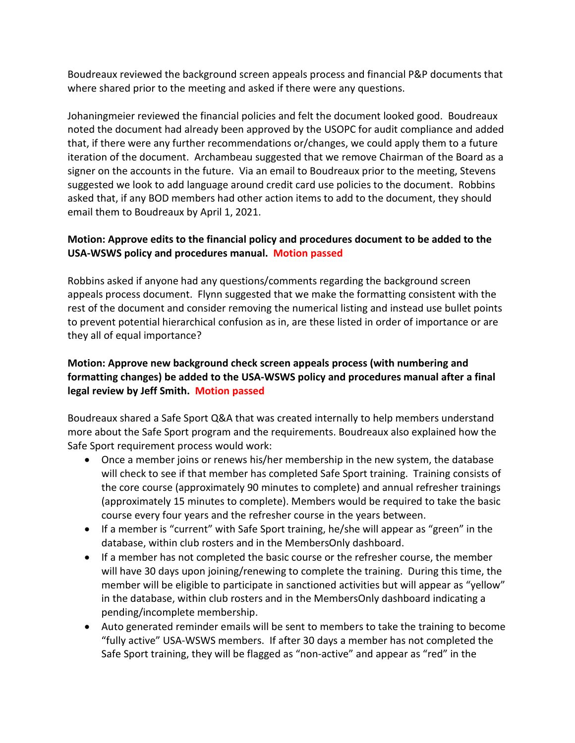Boudreaux reviewed the background screen appeals process and financial P&P documents that where shared prior to the meeting and asked if there were any questions.

Johaningmeier reviewed the financial policies and felt the document looked good. Boudreaux noted the document had already been approved by the USOPC for audit compliance and added that, if there were any further recommendations or/changes, we could apply them to a future iteration of the document. Archambeau suggested that we remove Chairman of the Board as a signer on the accounts in the future. Via an email to Boudreaux prior to the meeting, Stevens suggested we look to add language around credit card use policies to the document. Robbins asked that, if any BOD members had other action items to add to the document, they should email them to Boudreaux by April 1, 2021.

**Motion: Approve edits to the financial policy and procedures document to be added to the USA-WSWS policy and procedures manual. Motion passed**

Robbins asked if anyone had any questions/comments regarding the background screen appeals process document. Flynn suggested that we make the formatting consistent with the rest of the document and consider removing the numerical listing and instead use bullet points to prevent potential hierarchical confusion as in, are these listed in order of importance or are they all of equal importance?

**Motion: Approve new background check screen appeals process (with numbering and formatting changes) be added to the USA-WSWS policy and procedures manual after a final legal review by Jeff Smith. Motion passed**

Boudreaux shared a Safe Sport Q&A that was created internally to help members understand more about the Safe Sport program and the requirements. Boudreaux also explained how the Safe Sport requirement process would work:

- Once a member joins or renews his/her membership in the new system, the database will check to see if that member has completed Safe Sport training. Training consists of the core course (approximately 90 minutes to complete) and annual refresher trainings (approximately 15 minutes to complete). Members would be required to take the basic course every four years and the refresher course in the years between.
- If a member is "current" with Safe Sport training, he/she will appear as "green" in the database, within club rosters and in the MembersOnly dashboard.
- If a member has not completed the basic course or the refresher course, the member will have 30 days upon joining/renewing to complete the training. During this time, the member will be eligible to participate in sanctioned activities but will appear as "yellow" in the database, within club rosters and in the MembersOnly dashboard indicating a pending/incomplete membership.
- Auto generated reminder emails will be sent to members to take the training to become "fully active" USA-WSWS members. If after 30 days a member has not completed the Safe Sport training, they will be flagged as "non-active" and appear as "red" in the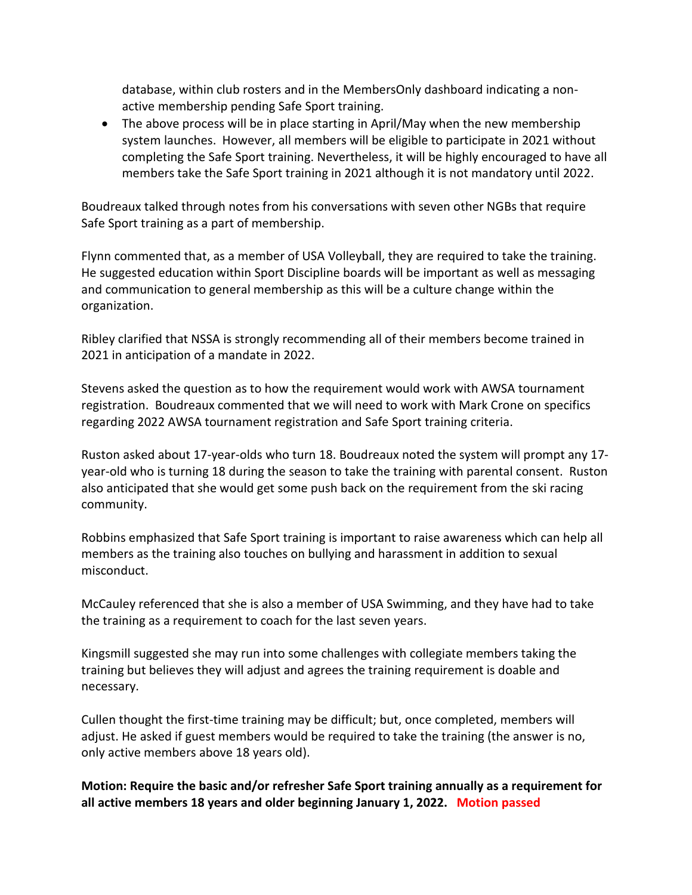database, within club rosters and in the MembersOnly dashboard indicating a non-active membership pending Safe Sport training.

- The above process will be in place starting in April/May when the new membership system launches. However, all members will be eligible to participate in 2021 without completing the Safe Sport training. Nevertheless, it will be highly encouraged to have all members take the Safe Sport training in 2021 although it is not mandatory until 2022.

Boudreaux talked through notes from his conversations with seven other NGBs that require Safe Sport training as a part of membership.

Flynn commented that, as a member of USA Volleyball, they are required to take the training. He suggested education within Sport Discipline boards will be important as well as messaging and communication to general membership as this will be a culture change within the organization.

Ribley clarified that NSSA is strongly recommending all of their members become trained in 2021 in anticipation of a mandate in 2022.

Stevens asked the question as to how the requirement would work with AWSA tournament registration. Boudreaux commented that we will need to work with Mark Crone on specifics regarding 2022 AWSA tournament registration and Safe Sport training criteria.

Ruston asked about 17-year-olds who turn 18. Boudreaux noted the system will prompt any 17-year-old who is turning 18 during the season to take the training with parental consent. Ruston also anticipated that she would get some push back on the requirement from the ski racing community.

Robbins emphasized that Safe Sport training is important to raise awareness which can help all members as the training also touches on bullying and harassment in addition to sexual misconduct.

McCauley referenced that she is also a member of USA Swimming, and they have had to take the training as a requirement to coach for the last seven years.

Kingsmill suggested she may run into some challenges with collegiate members taking the training but believes they will adjust and agrees the training requirement is doable and necessary.

Cullen thought the first-time training may be difficult; but, once completed, members will adjust. He asked if guest members would be required to take the training (the answer is no, only active members above 18 years old).

**Motion: Require the basic and/or refresher Safe Sport training annually as a requirement for all active members 18 years and older beginning January 1, 2022. Motion passed**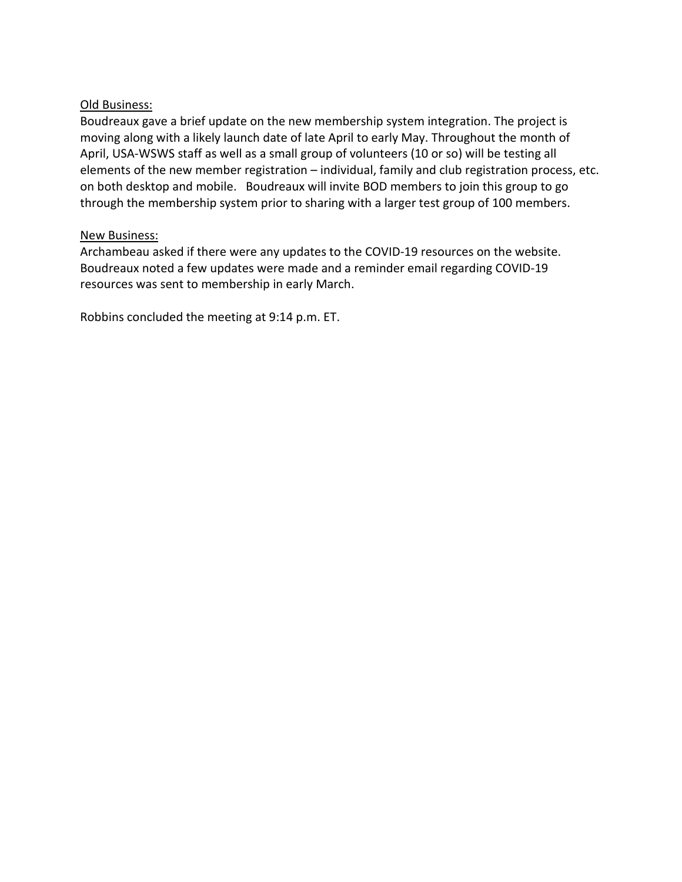Old Business:

Boudreaux gave a brief update on the new membership system integration. The project is moving along with a likely launch date of late April to early May. Throughout the month of April, USA-WSWS staff as well as a small group of volunteers (10 or so) will be testing all elements of the new member registration – individual, family and club registration process, etc. on both desktop and mobile. Boudreaux will invite BOD members to join this group to go through the membership system prior to sharing with a larger test group of 100 members.

New Business:

Archambeau asked if there were any updates to the COVID-19 resources on the website. Boudreaux noted a few updates were made and a reminder email regarding COVID-19 resources was sent to membership in early March.

Robbins concluded the meeting at 9:14 p.m. ET.